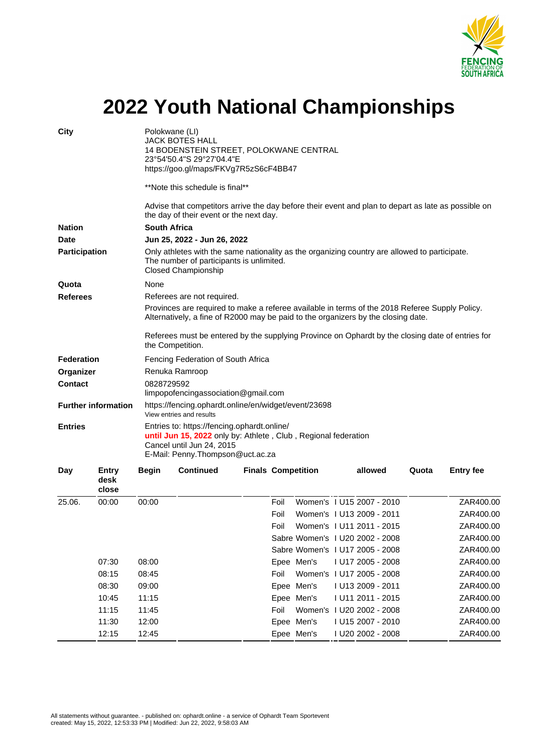# 2022 Youth National Championships

| | |
|---|---|
| **City** | Polokwane (LI)<br>JACK BOTES HALL<br>14 BODENSTEIN STREET, POLOKWANE CENTRAL<br>23°54'50.4"S 29°27'04.4"E<br>https://goo.gl/maps/FKVg7R5zS6cF4BB47<br><br>**Note this schedule is final**<br><br>Advise that competitors arrive the day before their event and plan to depart as late as possible on the day of their event or the next day. |
| **Nation** | **South Africa** |
| **Date** | **Jun 25, 2022 - Jun 26, 2022** |
| **Participation** | Only athletes with the same nationality as the organizing country are allowed to participate.<br>The number of participants is unlimited.<br>Closed Championship |
| **Quota** | None |
| **Referees** | Referees are not required.<br>Provinces are required to make a referee available in terms of the 2018 Referee Supply Policy. Alternatively, a fine of R2000 may be paid to the organizers by the closing date.<br><br>Referees must be entered by the supplying Province on Ophardt by the closing date of entries for the Competition. |
| **Federation** | Fencing Federation of South Africa |
| **Organizer** | Renuka Ramroop |
| **Contact** | 0828729592<br>limpopofencingassociation@gmail.com |
| **Further information** | https://fencing.ophardt.online/en/widget/event/23698<br>View entries and results |
| **Entries** | Entries to: https://fencing.ophardt.online/<br>**until Jun 15, 2022** only by: Athlete , Club , Regional federation<br>Cancel until Jun 24, 2015<br>E-Mail: Penny.Thompson@uct.ac.za |

| Day | Entry desk close | Begin | Continued | Finals | Competition | | | allowed | Quota | Entry fee |
|---|---|---|---|---|---|---|---|---|---|---|
| 25.06. | 00:00 | 00:00 | | | Foil | Women's | I U15 | 2007 - 2010 | | ZAR400.00 |
| | | | | | Foil | Women's | I U13 | 2009 - 2011 | | ZAR400.00 |
| | | | | | Foil | Women's | I U11 | 2011 - 2015 | | ZAR400.00 |
| | | | | | Sabre | Women's | I U20 | 2002 - 2008 | | ZAR400.00 |
| | | | | | Sabre | Women's | I U17 | 2005 - 2008 | | ZAR400.00 |
| | 07:30 | 08:00 | | | Epee | Men's | I U17 | 2005 - 2008 | | ZAR400.00 |
| | 08:15 | 08:45 | | | Foil | Women's | I U17 | 2005 - 2008 | | ZAR400.00 |
| | 08:30 | 09:00 | | | Epee | Men's | I U13 | 2009 - 2011 | | ZAR400.00 |
| | 10:45 | 11:15 | | | Epee | Men's | I U11 | 2011 - 2015 | | ZAR400.00 |
| | 11:15 | 11:45 | | | Foil | Women's | I U20 | 2002 - 2008 | | ZAR400.00 |
| | 11:30 | 12:00 | | | Epee | Men's | I U15 | 2007 - 2010 | | ZAR400.00 |
| | 12:15 | 12:45 | | | Epee | Men's | I U20 | 2002 - 2008 | | ZAR400.00 |

All statements without guarantee. - published on: ophardt.online - a service of Ophardt Team Sportevent
created: May 15, 2022, 12:53:33 PM | Modified: Jun 22, 2022, 9:58:03 AM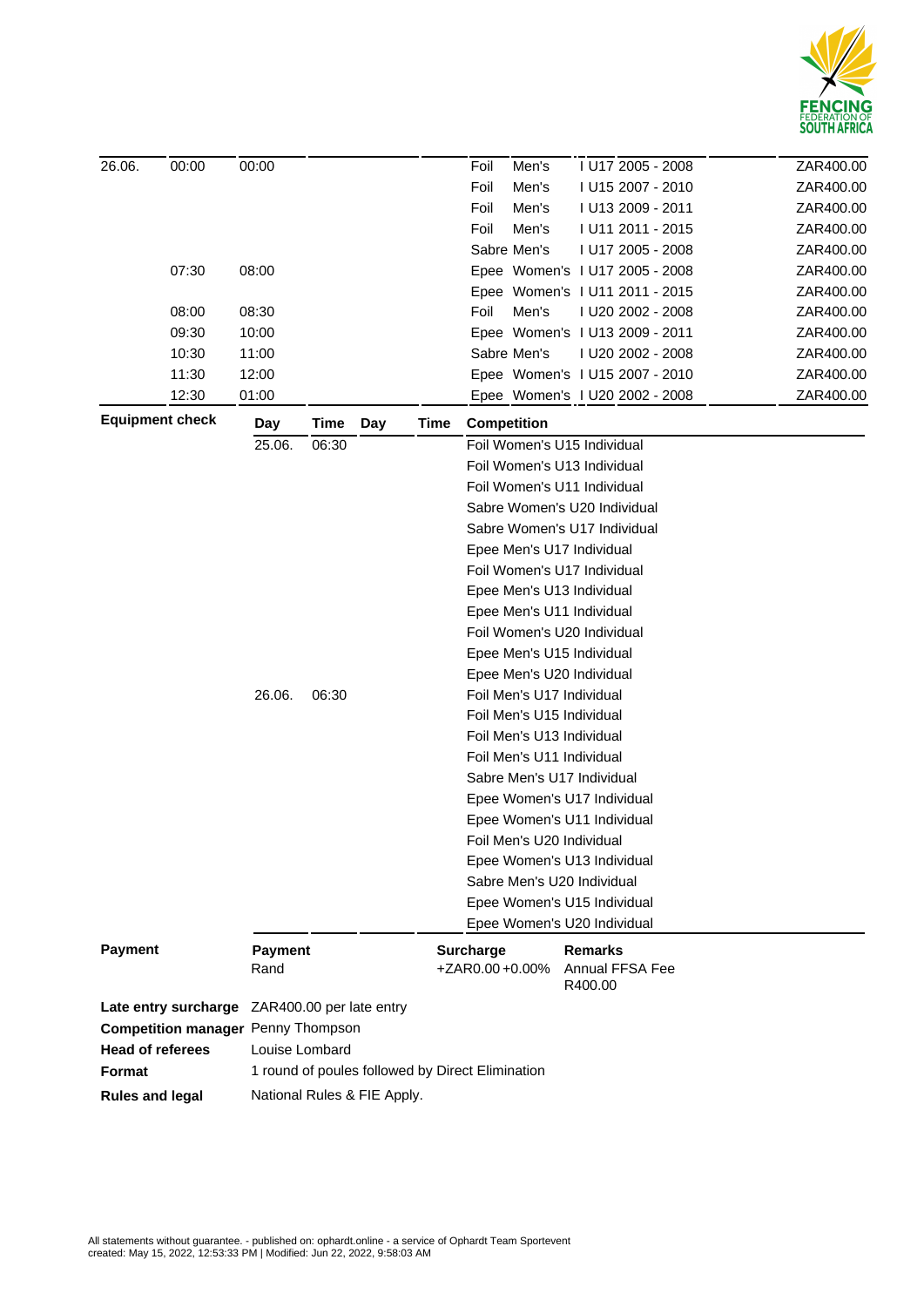| | | | | | | | |
|---|---|---|---|---|---|---|---|
| 26.06. | 00:00 | 00:00 | Foil | Men's | I U17 2005 - 2008 | | ZAR400.00 |
| | | | Foil | Men's | I U15 2007 - 2010 | | ZAR400.00 |
| | | | Foil | Men's | I U13 2009 - 2011 | | ZAR400.00 |
| | | | Foil | Men's | I U11 2011 - 2015 | | ZAR400.00 |
| | | | Sabre | Men's | I U17 2005 - 2008 | | ZAR400.00 |
| | 07:30 | 08:00 | Epee | Women's | I U17 2005 - 2008 | | ZAR400.00 |
| | | | Epee | Women's | I U11 2011 - 2015 | | ZAR400.00 |
| | 08:00 | 08:30 | Foil | Men's | I U20 2002 - 2008 | | ZAR400.00 |
| | 09:30 | 10:00 | Epee | Women's | I U13 2009 - 2011 | | ZAR400.00 |
| | 10:30 | 11:00 | Sabre | Men's | I U20 2002 - 2008 | | ZAR400.00 |
| | 11:30 | 12:00 | Epee | Women's | I U15 2007 - 2010 | | ZAR400.00 |
| | 12:30 | 01:00 | Epee | Women's | I U20 2002 - 2008 | | ZAR400.00 |

**Equipment check**

| Day | Time | Day | Time | Competition |
|---|---|---|---|---|
| 25.06. | 06:30 | | | Foil Women's U15 Individual |
| | | | | Foil Women's U13 Individual |
| | | | | Foil Women's U11 Individual |
| | | | | Sabre Women's U20 Individual |
| | | | | Sabre Women's U17 Individual |
| | | | | Epee Men's U17 Individual |
| | | | | Foil Women's U17 Individual |
| | | | | Epee Men's U13 Individual |
| | | | | Epee Men's U11 Individual |
| | | | | Foil Women's U20 Individual |
| | | | | Epee Men's U15 Individual |
| | | | | Epee Men's U20 Individual |
| 26.06. | 06:30 | | | Foil Men's U17 Individual |
| | | | | Foil Men's U15 Individual |
| | | | | Foil Men's U13 Individual |
| | | | | Foil Men's U11 Individual |
| | | | | Sabre Men's U17 Individual |
| | | | | Epee Women's U17 Individual |
| | | | | Epee Women's U11 Individual |
| | | | | Foil Men's U20 Individual |
| | | | | Epee Women's U13 Individual |
| | | | | Sabre Men's U20 Individual |
| | | | | Epee Women's U15 Individual |
| | | | | Epee Women's U20 Individual |

**Payment**

| Payment | Surcharge | Remarks |
|---|---|---|
| Rand | +ZAR0.00 +0.00% | Annual FFSA Fee R400.00 |

**Late entry surcharge** ZAR400.00 per late entry

**Competition manager** Penny Thompson

**Head of referees** Louise Lombard

**Format** 1 round of poules followed by Direct Elimination

**Rules and legal** National Rules & FIE Apply.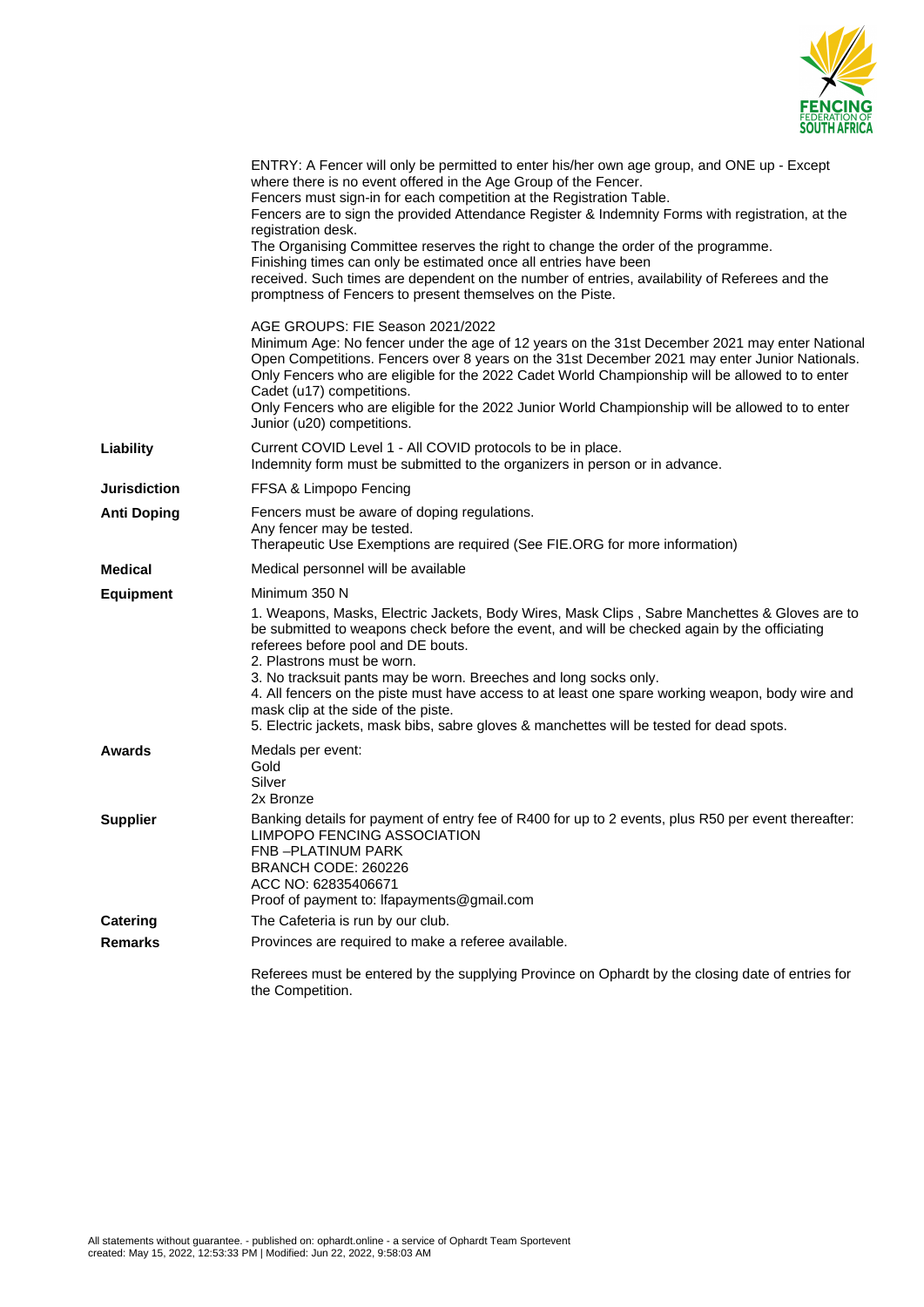ENTRY: A Fencer will only be permitted to enter his/her own age group, and ONE up - Except where there is no event offered in the Age Group of the Fencer.
Fencers must sign-in for each competition at the Registration Table.
Fencers are to sign the provided Attendance Register & Indemnity Forms with registration, at the registration desk.
The Organising Committee reserves the right to change the order of the programme.
Finishing times can only be estimated once all entries have been
received. Such times are dependent on the number of entries, availability of Referees and the promptness of Fencers to present themselves on the Piste.

AGE GROUPS: FIE Season 2021/2022
Minimum Age: No fencer under the age of 12 years on the 31st December 2021 may enter National Open Competitions. Fencers over 8 years on the 31st December 2021 may enter Junior Nationals.
Only Fencers who are eligible for the 2022 Cadet World Championship will be allowed to to enter Cadet (u17) competitions.
Only Fencers who are eligible for the 2022 Junior World Championship will be allowed to to enter Junior (u20) competitions.

**Liability**

Current COVID Level 1 - All COVID protocols to be in place.
Indemnity form must be submitted to the organizers in person or in advance.

**Jurisdiction**

FFSA & Limpopo Fencing

**Anti Doping**

Fencers must be aware of doping regulations.
Any fencer may be tested.
Therapeutic Use Exemptions are required (See FIE.ORG for more information)

**Medical**

Medical personnel will be available

**Equipment**

Minimum 350 N

1. Weapons, Masks, Electric Jackets, Body Wires, Mask Clips , Sabre Manchettes & Gloves are to be submitted to weapons check before the event, and will be checked again by the officiating referees before pool and DE bouts.
2. Plastrons must be worn.
3. No tracksuit pants may be worn. Breeches and long socks only.
4. All fencers on the piste must have access to at least one spare working weapon, body wire and mask clip at the side of the piste.
5. Electric jackets, mask bibs, sabre gloves & manchettes will be tested for dead spots.

**Awards**

Medals per event:
Gold
Silver
2x Bronze

**Supplier**

Banking details for payment of entry fee of R400 for up to 2 events, plus R50 per event thereafter:
LIMPOPO FENCING ASSOCIATION
FNB –PLATINUM PARK
BRANCH CODE: 260226
ACC NO: 62835406671
Proof of payment to: lfapayments@gmail.com

**Catering**

The Cafeteria is run by our club.

**Remarks**

Provinces are required to make a referee available.

Referees must be entered by the supplying Province on Ophardt by the closing date of entries for the Competition.